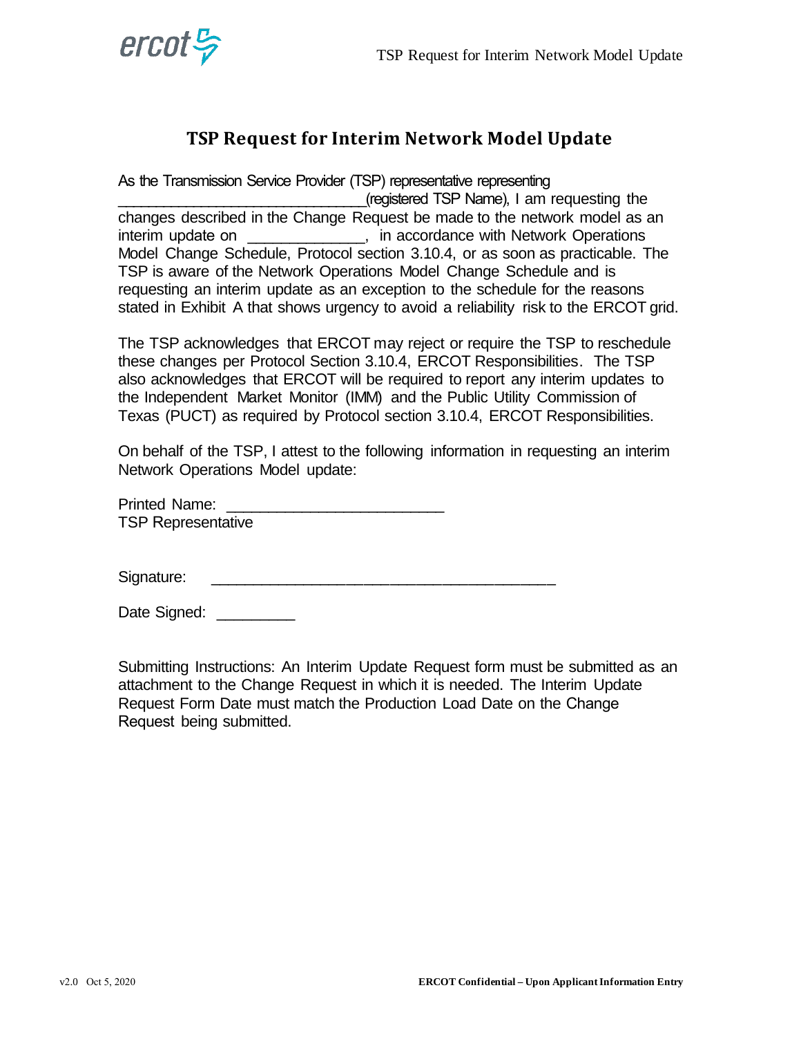# TSP Request for Interim Network Model Update

As the Transmission Service Provider (TSP) representative representing _____________________________(registered TSP Name), I am requesting the changes described in the Change Request be made to the network model as an interim update on _____________, in accordance with Network Operations Model Change Schedule, Protocol section 3.10.4, or as soon as practicable. The TSP is aware of the Network Operations Model Change Schedule and is requesting an interim update as an exception to the schedule for the reasons stated in Exhibit A that shows urgency to avoid a reliability risk to the ERCOT grid.

The TSP acknowledges that ERCOT may reject or require the TSP to reschedule these changes per Protocol Section 3.10.4, ERCOT Responsibilities. The TSP also acknowledges that ERCOT will be required to report any interim updates to the Independent Market Monitor (IMM) and the Public Utility Commission of Texas (PUCT) as required by Protocol section 3.10.4, ERCOT Responsibilities.

On behalf of the TSP, I attest to the following information in requesting an interim Network Operations Model update:

Printed Name: _________________________
TSP Representative

Signature: ________________________________________

Date Signed: _________

Submitting Instructions: An Interim Update Request form must be submitted as an attachment to the Change Request in which it is needed. The Interim Update Request Form Date must match the Production Load Date on the Change Request being submitted.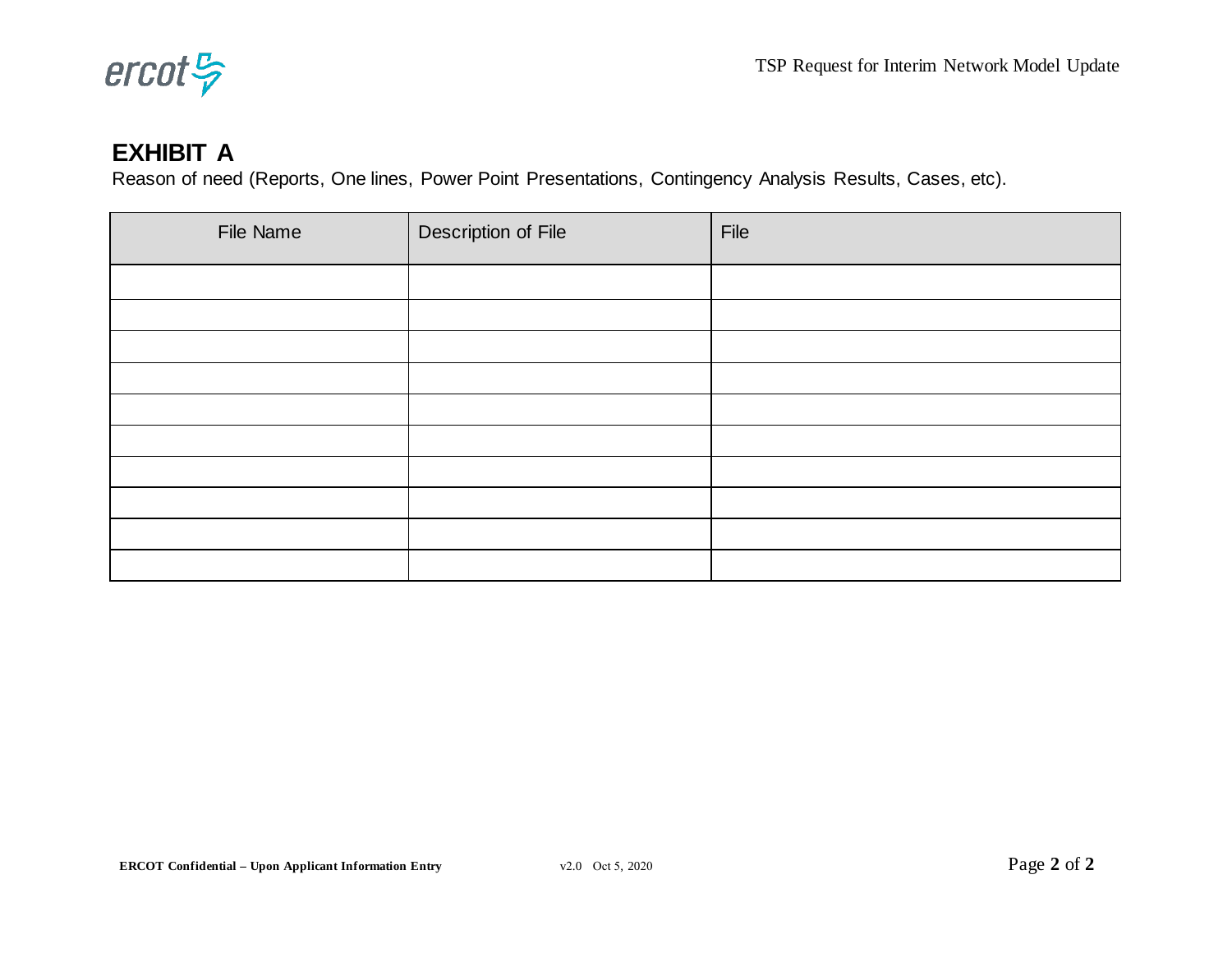## EXHIBIT A

Reason of need (Reports, One lines, Power Point Presentations, Contingency Analysis Results, Cases, etc).

| File Name | Description of File | File |
|---|---|---|
| | | |
| | | |
| | | |
| | | |
| | | |
| | | |
| | | |
| | | |
| | | |
| | | |

**ERCOT Confidential – Upon Applicant Information Entry** v2.0 Oct 5, 2020